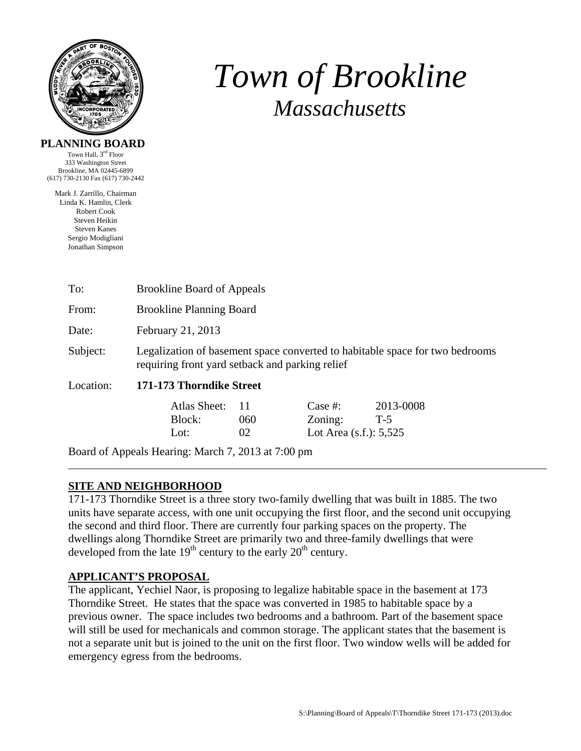# *Town of Brookline*

## *Massachusetts*

**PLANNING BOARD**

Town Hall, 3rd Floor
333 Washington Street
Brookline, MA 02445-6899
(617) 730-2130 Fax (617) 730-2442

Mark J. Zarrillo, Chairman
Linda K. Hamlin, Clerk
Robert Cook
Steven Heikin
Steven Kanes
Sergio Modigliani
Jonathan Simpson

To: Brookline Board of Appeals

From: Brookline Planning Board

Date: February 21, 2013

Subject: Legalization of basement space converted to habitable space for two bedrooms requiring front yard setback and parking relief

Location: **171-173 Thorndike Street**

| | | | |
|---|---|---|---|
| Atlas Sheet: | 11 | Case #: | 2013-0008 |
| Block: | 060 | Zoning: | T-5 |
| Lot: | 02 | Lot Area (s.f.): 5,525 | |

Board of Appeals Hearing: March 7, 2013 at 7:00 pm

---

## SITE AND NEIGHBORHOOD

171-173 Thorndike Street is a three story two-family dwelling that was built in 1885. The two units have separate access, with one unit occupying the first floor, and the second unit occupying the second and third floor. There are currently four parking spaces on the property. The dwellings along Thorndike Street are primarily two and three-family dwellings that were developed from the late 19th century to the early 20th century.

## APPLICANT'S PROPOSAL

The applicant, Yechiel Naor, is proposing to legalize habitable space in the basement at 173 Thorndike Street. He states that the space was converted in 1985 to habitable space by a previous owner. The space includes two bedrooms and a bathroom. Part of the basement space will still be used for mechanicals and common storage. The applicant states that the basement is not a separate unit but is joined to the unit on the first floor. Two window wells will be added for emergency egress from the bedrooms.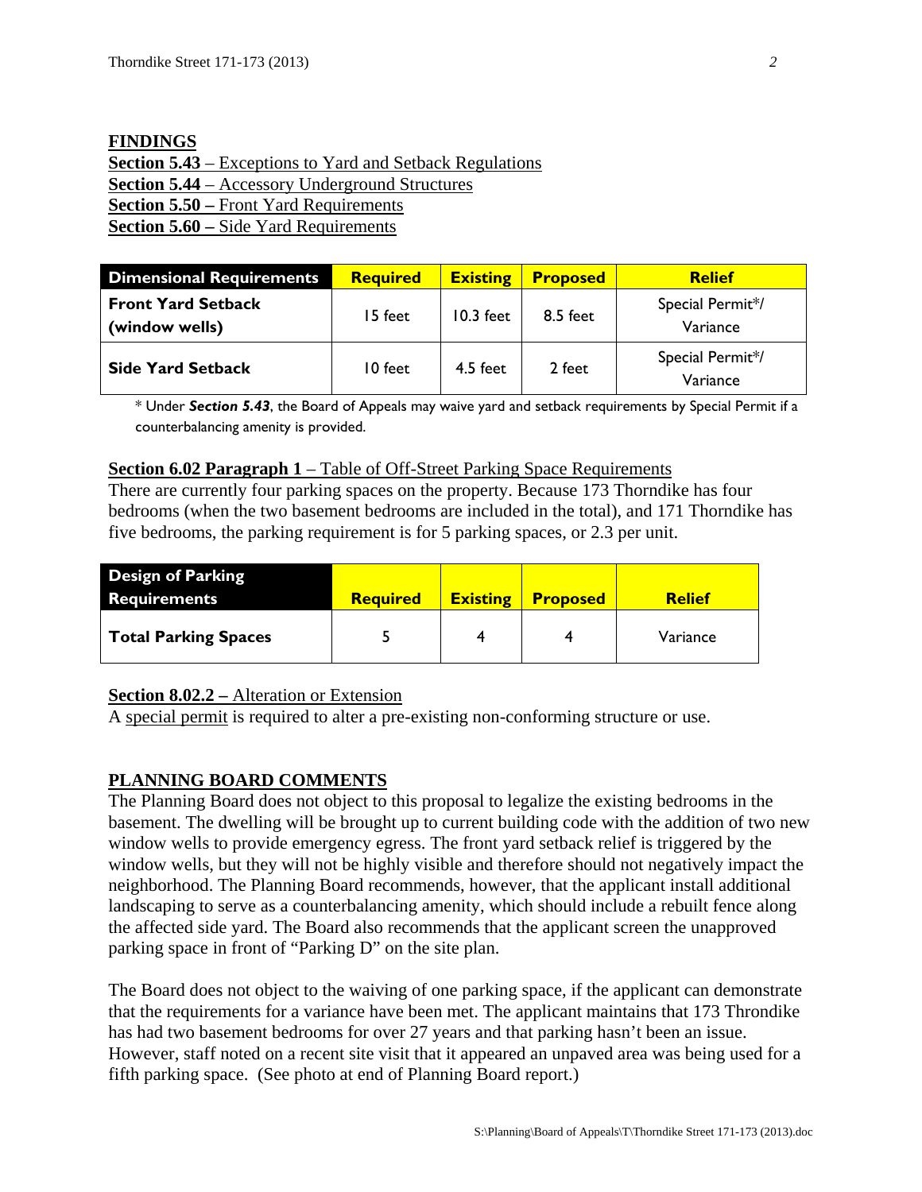**FINDINGS**

**Section 5.43** – Exceptions to Yard and Setback Regulations
**Section 5.44** – Accessory Underground Structures
**Section 5.50 –** Front Yard Requirements
**Section 5.60 –** Side Yard Requirements

| Dimensional Requirements | Required | Existing | Proposed | Relief |
|---|---|---|---|---|
| **Front Yard Setback (window wells)** | 15 feet | 10.3 feet | 8.5 feet | Special Permit*/ Variance |
| **Side Yard Setback** | 10 feet | 4.5 feet | 2 feet | Special Permit*/ Variance |

* Under ***Section 5.43***, the Board of Appeals may waive yard and setback requirements by Special Permit if a counterbalancing amenity is provided.

**Section 6.02 Paragraph 1** – Table of Off-Street Parking Space Requirements
There are currently four parking spaces on the property. Because 173 Thorndike has four bedrooms (when the two basement bedrooms are included in the total), and 171 Thorndike has five bedrooms, the parking requirement is for 5 parking spaces, or 2.3 per unit.

| Design of Parking Requirements | Required | Existing | Proposed | Relief |
|---|---|---|---|---|
| **Total Parking Spaces** | 5 | 4 | 4 | Variance |

**Section 8.02.2 –** Alteration or Extension
A special permit is required to alter a pre-existing non-conforming structure or use.

**PLANNING BOARD COMMENTS**

The Planning Board does not object to this proposal to legalize the existing bedrooms in the basement. The dwelling will be brought up to current building code with the addition of two new window wells to provide emergency egress. The front yard setback relief is triggered by the window wells, but they will not be highly visible and therefore should not negatively impact the neighborhood. The Planning Board recommends, however, that the applicant install additional landscaping to serve as a counterbalancing amenity, which should include a rebuilt fence along the affected side yard. The Board also recommends that the applicant screen the unapproved parking space in front of "Parking D" on the site plan.

The Board does not object to the waiving of one parking space, if the applicant can demonstrate that the requirements for a variance have been met. The applicant maintains that 173 Throndike has had two basement bedrooms for over 27 years and that parking hasn't been an issue. However, staff noted on a recent site visit that it appeared an unpaved area was being used for a fifth parking space. (See photo at end of Planning Board report.)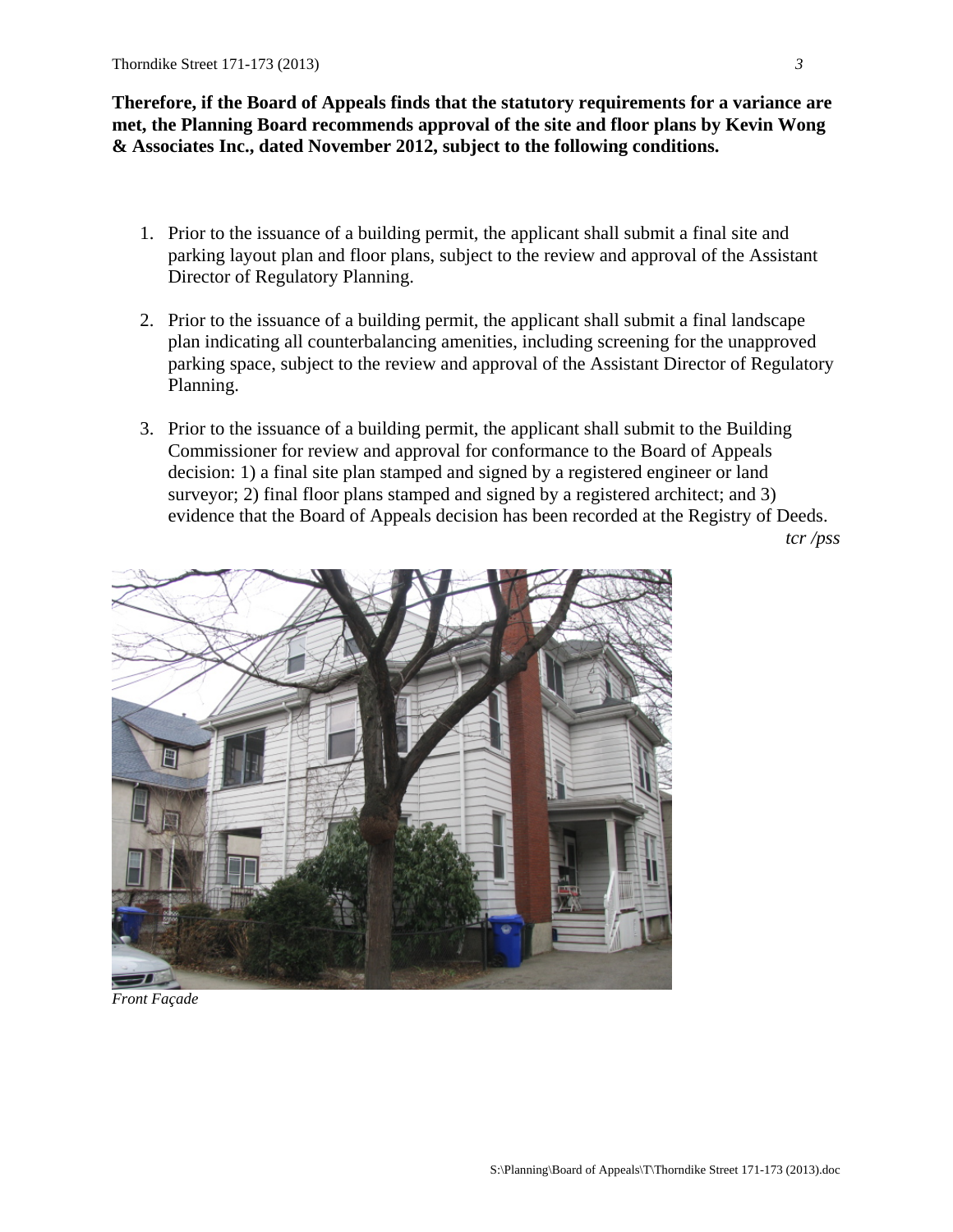**Therefore, if the Board of Appeals finds that the statutory requirements for a variance are met, the Planning Board recommends approval of the site and floor plans by Kevin Wong & Associates Inc., dated November 2012, subject to the following conditions.**

1. Prior to the issuance of a building permit, the applicant shall submit a final site and parking layout plan and floor plans, subject to the review and approval of the Assistant Director of Regulatory Planning.

2. Prior to the issuance of a building permit, the applicant shall submit a final landscape plan indicating all counterbalancing amenities, including screening for the unapproved parking space, subject to the review and approval of the Assistant Director of Regulatory Planning.

3. Prior to the issuance of a building permit, the applicant shall submit to the Building Commissioner for review and approval for conformance to the Board of Appeals decision: 1) a final site plan stamped and signed by a registered engineer or land surveyor; 2) final floor plans stamped and signed by a registered architect; and 3) evidence that the Board of Appeals decision has been recorded at the Registry of Deeds.

*tcr /pss*

*Front Façade*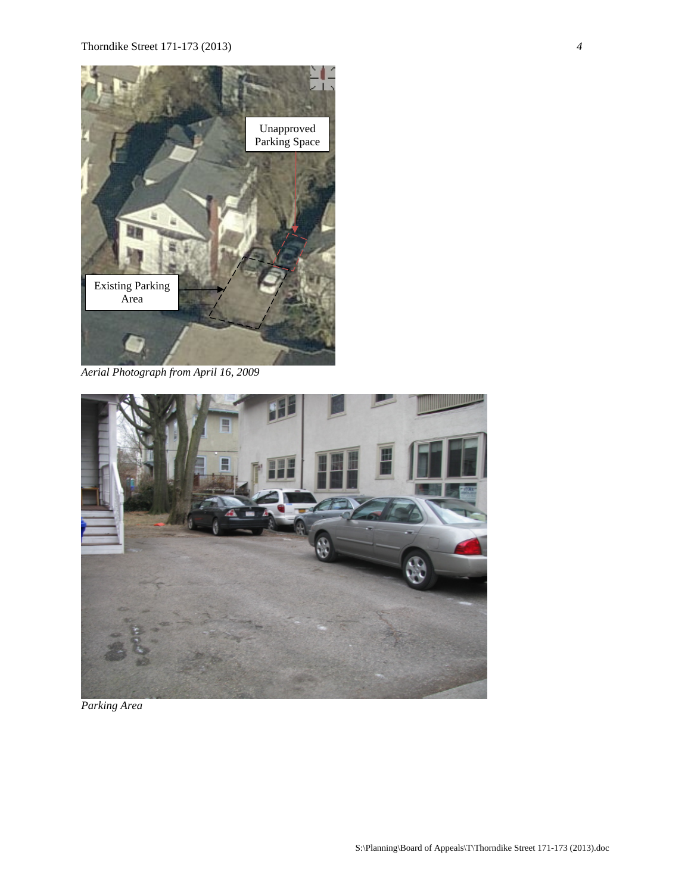Unapproved Parking Space

Existing Parking Area

*Aerial Photograph from April 16, 2009*

*Parking Area*